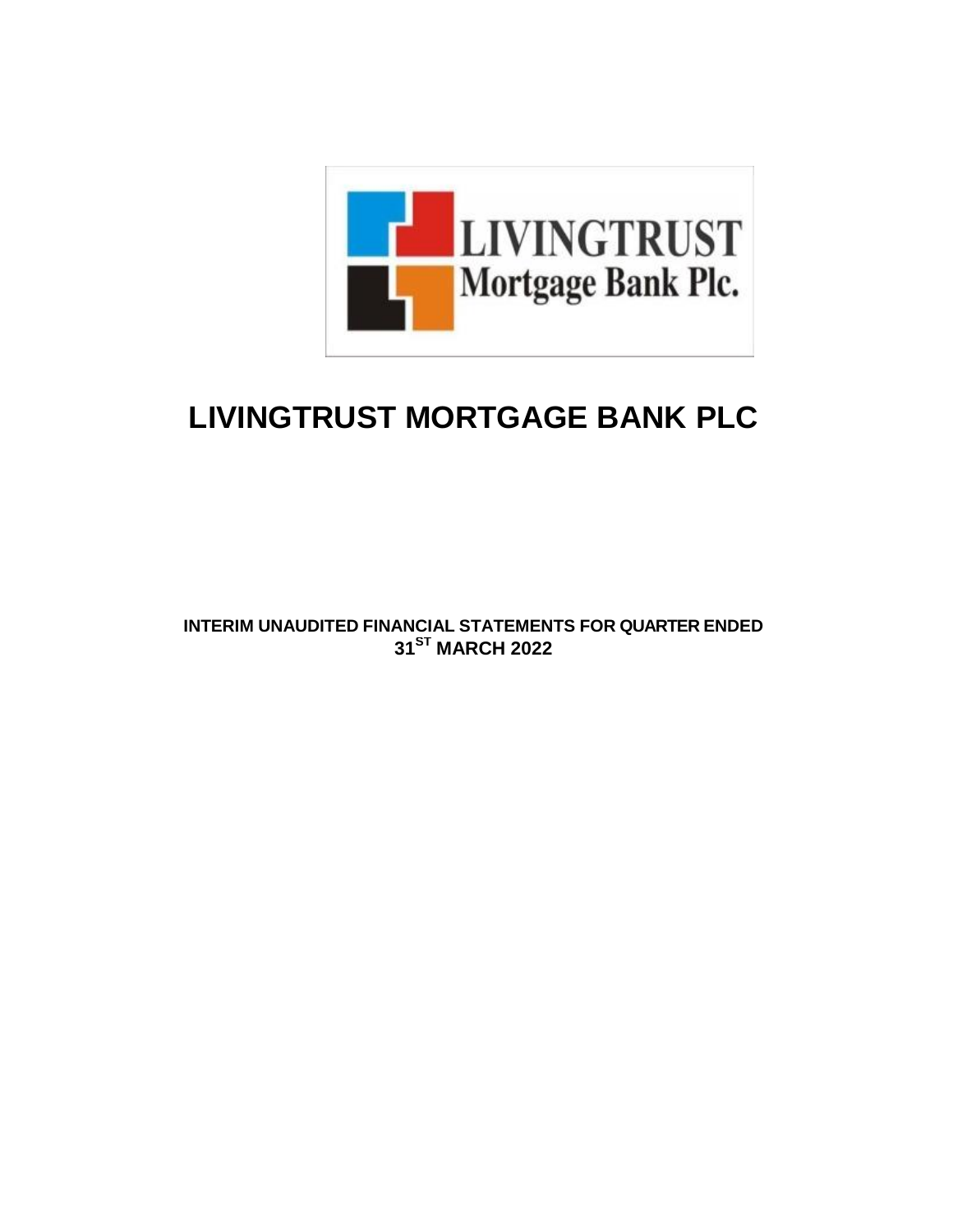LIVINGTRUST
Mortgage Bank Plc.

# LIVINGTRUST MORTGAGE BANK PLC

**INTERIM UNAUDITED FINANCIAL STATEMENTS FOR QUARTER ENDED 31[ST] MARCH 2022**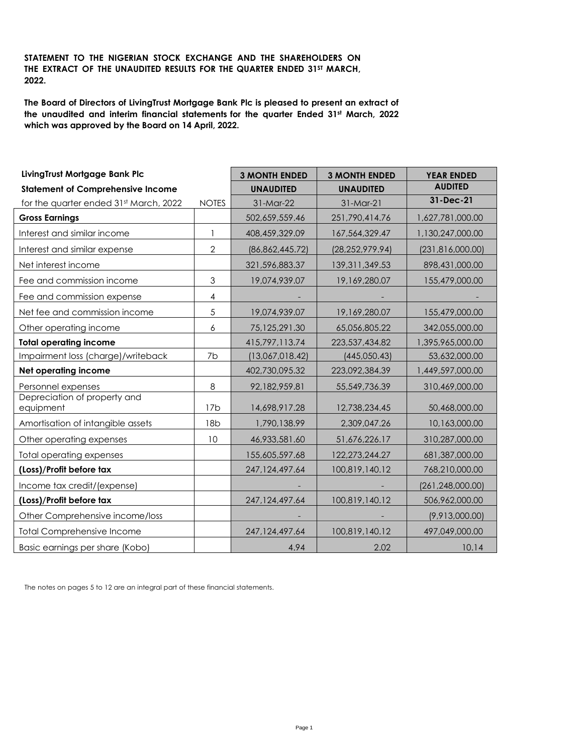**STATEMENT TO THE NIGERIAN STOCK EXCHANGE AND THE SHAREHOLDERS ON THE EXTRACT OF THE UNAUDITED RESULTS FOR THE QUARTER ENDED 31ST MARCH, 2022.**

**The Board of Directors of LivingTrust Mortgage Bank Plc is pleased to present an extract of the unaudited and interim financial statements for the quarter Ended 31st March, 2022 which was approved by the Board on 14 April, 2022.**

| **LivingTrust Mortgage Bank Plc** | | **3 MONTH ENDED** | **3 MONTH ENDED** | **YEAR ENDED** |
|---|---|---|---|---|
| **Statement of Comprehensive Income** | | **UNAUDITED** | **UNAUDITED** | **AUDITED** |
| for the quarter ended 31st March, 2022 | NOTES | 31-Mar-22 | 31-Mar-21 | **31-Dec-21** |
| **Gross Earnings** | | 502,659,559.46 | 251,790,414.76 | 1,627,781,000.00 |
| Interest and similar income | 1 | 408,459,329.09 | 167,564,329.47 | 1,130,247,000.00 |
| Interest and similar expense | 2 | (86,862,445.72) | (28,252,979.94) | (231,816,000.00) |
| Net interest income | | 321,596,883.37 | 139,311,349.53 | 898,431,000.00 |
| Fee and commission income | 3 | 19,074,939.07 | 19,169,280.07 | 155,479,000.00 |
| Fee and commission expense | 4 | - | - | - |
| Net fee and commission income | 5 | 19,074,939.07 | 19,169,280.07 | 155,479,000.00 |
| Other operating income | 6 | 75,125,291.30 | 65,056,805.22 | 342,055,000.00 |
| **Total operating income** | | 415,797,113.74 | 223,537,434.82 | 1,395,965,000.00 |
| Impairment loss (charge)/writeback | 7b | (13,067,018.42) | (445,050.43) | 53,632,000.00 |
| **Net operating income** | | 402,730,095.32 | 223,092,384.39 | 1,449,597,000.00 |
| Personnel expenses | 8 | 92,182,959.81 | 55,549,736.39 | 310,469,000.00 |
| Depreciation of property and equipment | 17b | 14,698,917.28 | 12,738,234.45 | 50,468,000.00 |
| Amortisation of intangible assets | 18b | 1,790,138.99 | 2,309,047.26 | 10,163,000.00 |
| Other operating expenses | 10 | 46,933,581.60 | 51,676,226.17 | 310,287,000.00 |
| Total operating expenses | | 155,605,597.68 | 122,273,244.27 | 681,387,000.00 |
| **(Loss)/Profit before tax** | | 247,124,497.64 | 100,819,140.12 | 768,210,000.00 |
| Income tax credit/(expense) | | - | - | (261,248,000.00) |
| **(Loss)/Profit before tax** | | 247,124,497.64 | 100,819,140.12 | 506,962,000.00 |
| Other Comprehensive income/loss | | - | - | (9,913,000.00) |
| Total Comprehensive Income | | 247,124,497.64 | 100,819,140.12 | 497,049,000.00 |
| Basic earnings per share (Kobo) | | 4.94 | 2.02 | 10.14 |

The notes on pages 5 to 12 are an integral part of these financial statements.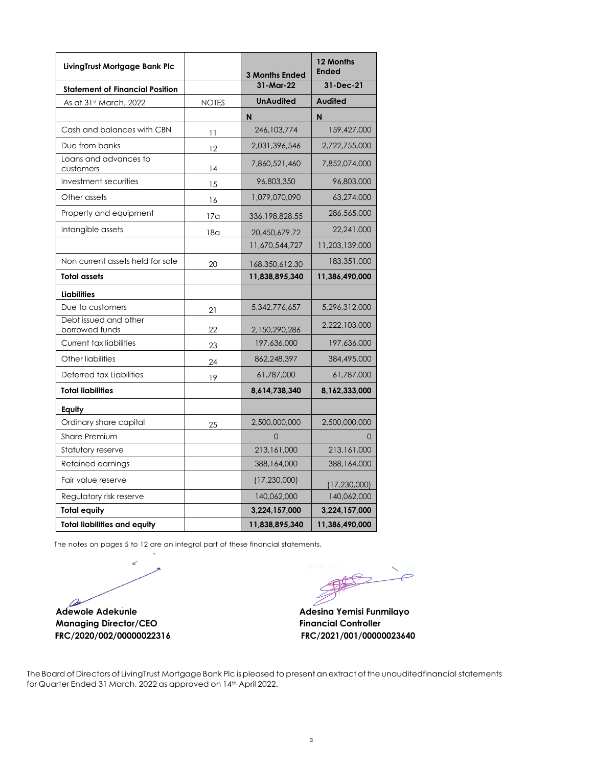| LivingTrust Mortgage Bank Plc | | 3 Months Ended | 12 Months Ended |
|---|---|---|---|
| **Statement of Financial Position** | | 31-Mar-22 | 31-Dec-21 |
| As at 31st March, 2022 | NOTES | **UnAudited** | **Audited** |
| | | **N** | **N** |
| Cash and balances with CBN | 11 | 246,103,774 | 159,427,000 |
| Due from banks | 12 | 2,031,396,546 | 2,722,755,000 |
| Loans and advances to customers | 14 | 7,860,521,460 | 7,852,074,000 |
| Investment securities | 15 | 96,803,350 | 96,803,000 |
| Other assets | 16 | 1,079,070,090 | 63,274,000 |
| Property and equipment | 17a | 336,198,828.55 | 286,565,000 |
| Intangible assets | 18a | 20,450,679.72 | 22,241,000 |
| | | 11,670,544,727 | 11,203,139,000 |
| Non current assets held for sale | 20 | 168,350,612.30 | 183,351,000 |
| **Total assets** | | **11,838,895,340** | **11,386,490,000** |
| **Liabilities** | | | |
| Due to customers | 21 | 5,342,776,657 | 5,296,312,000 |
| Debt issued and other borrowed funds | 22 | 2,150,290,286 | 2,222,103,000 |
| Current tax liabilities | 23 | 197,636,000 | 197,636,000 |
| Other liabilities | 24 | 862,248,397 | 384,495,000 |
| Deferred tax Liabilities | 19 | 61,787,000 | 61,787,000 |
| **Total liabilities** | | **8,614,738,340** | **8,162,333,000** |
| **Equity** | | | |
| Ordinary share capital | 25 | 2,500,000,000 | 2,500,000,000 |
| Share Premium | | 0 | 0 |
| Statutory reserve | | 213,161,000 | 213,161,000 |
| Retained earnings | | 388,164,000 | 388,164,000 |
| Fair value reserve | | (17,230,000) | (17,230,000) |
| Regulatory risk reserve | | 140,062,000 | 140,062,000 |
| **Total equity** | | **3,224,157,000** | **3,224,157,000** |
| **Total liabilities and equity** | | **11,838,895,340** | **11,386,490,000** |

The notes on pages 5 to 12 are an integral part of these financial statements.

**Adewole Adekunle**
**Managing Director/CEO**
**FRC/2020/002/00000022316**

**Adesina Yemisi Funmilayo**
**Financial Controller**
**FRC/2021/001/00000023640**

The Board of Directors of LivingTrust Mortgage Bank Plc is pleased to present an extract of the unauditedfinancial statements for Quarter Ended 31 March, 2022 as approved on 14th April 2022.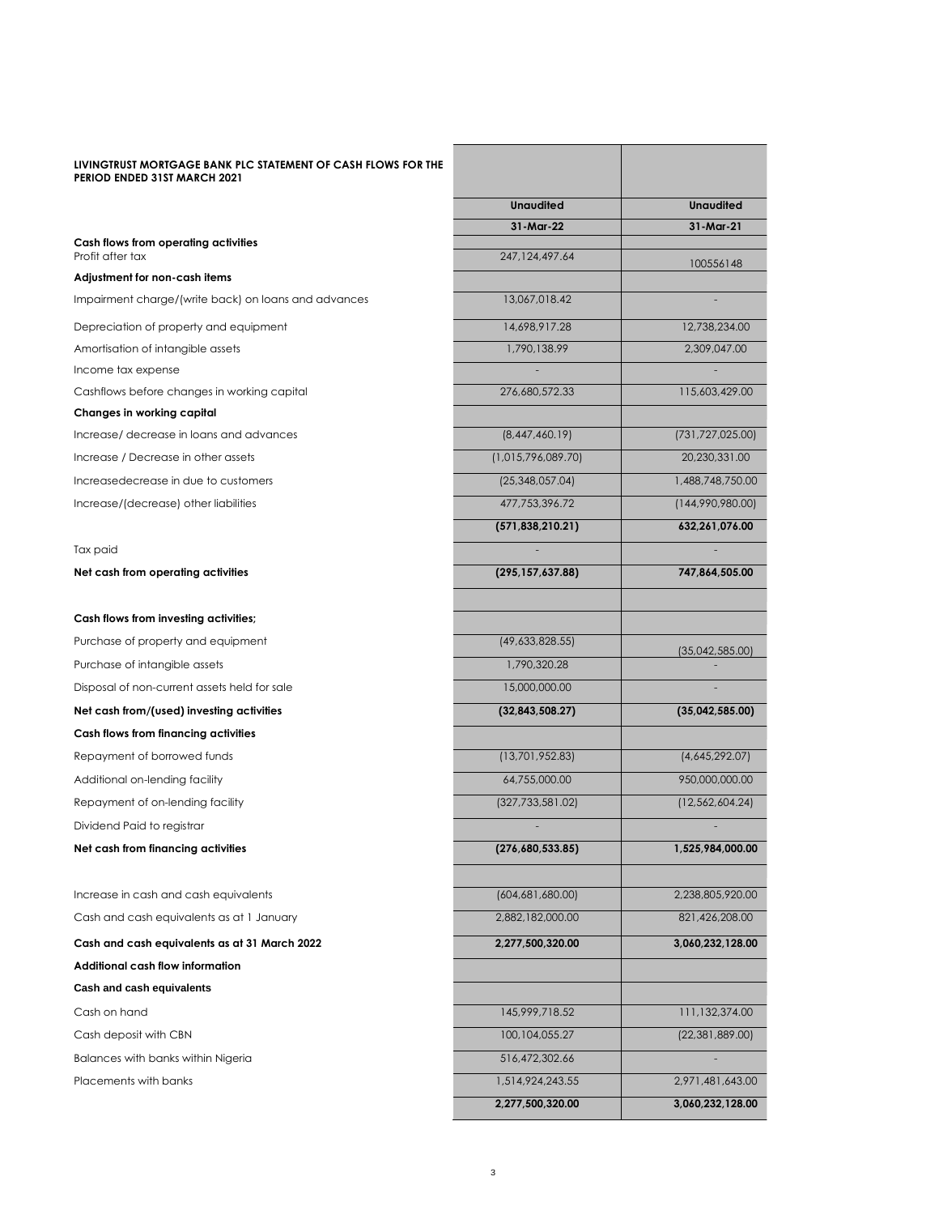**LIVINGTRUST MORTGAGE BANK PLC STATEMENT OF CASH FLOWS FOR THE PERIOD ENDED 31ST MARCH 2021**

| | Unaudited | Unaudited |
|---|---|---|
| | 31-Mar-22 | 31-Mar-21 |
| **Cash flows from operating activities** | | |
| Profit after tax | 247,124,497.64 | 100556148 |
| **Adjustment for non-cash items** | | |
| Impairment charge/(write back) on loans and advances | 13,067,018.42 | - |
| Depreciation of property and equipment | 14,698,917.28 | 12,738,234.00 |
| Amortisation of intangible assets | 1,790,138.99 | 2,309,047.00 |
| Income tax expense | - | - |
| Cashflows before changes in working capital | 276,680,572.33 | 115,603,429.00 |
| **Changes in working capital** | | |
| Increase/ decrease in loans and advances | (8,447,460.19) | (731,727,025.00) |
| Increase / Decrease in other assets | (1,015,796,089.70) | 20,230,331.00 |
| Increasedecrease in due to customers | (25,348,057.04) | 1,488,748,750.00 |
| Increase/(decrease) other liabilities | 477,753,396.72 | (144,990,980.00) |
| | **(571,838,210.21)** | **632,261,076.00** |
| Tax paid | - | - |
| **Net cash from operating activities** | **(295,157,637.88)** | **747,864,505.00** |
| | | |
| **Cash flows from investing activities;** | | |
| Purchase of property and equipment | (49,633,828.55) | (35,042,585.00) |
| Purchase of intangible assets | 1,790,320.28 | - |
| Disposal of non-current assets held for sale | 15,000,000.00 | - |
| **Net cash from/(used) investing activities** | **(32,843,508.27)** | **(35,042,585.00)** |
| **Cash flows from financing activities** | | |
| Repayment of borrowed funds | (13,701,952.83) | (4,645,292.07) |
| Additional on-lending facility | 64,755,000.00 | 950,000,000.00 |
| Repayment of on-lending facility | (327,733,581.02) | (12,562,604.24) |
| Dividend Paid to registrar | - | - |
| **Net cash from financing activities** | **(276,680,533.85)** | **1,525,984,000.00** |
| | | |
| Increase in cash and cash equivalents | (604,681,680.00) | 2,238,805,920.00 |
| Cash and cash equivalents as at 1 January | 2,882,182,000.00 | 821,426,208.00 |
| **Cash and cash equivalents as at 31 March 2022** | **2,277,500,320.00** | **3,060,232,128.00** |
| **Additional cash flow information** | | |
| **Cash and cash equivalents** | | |
| Cash on hand | 145,999,718.52 | 111,132,374.00 |
| Cash deposit with CBN | 100,104,055.27 | (22,381,889.00) |
| Balances with banks within Nigeria | 516,472,302.66 | - |
| Placements with banks | 1,514,924,243.55 | 2,971,481,643.00 |
| | **2,277,500,320.00** | **3,060,232,128.00** |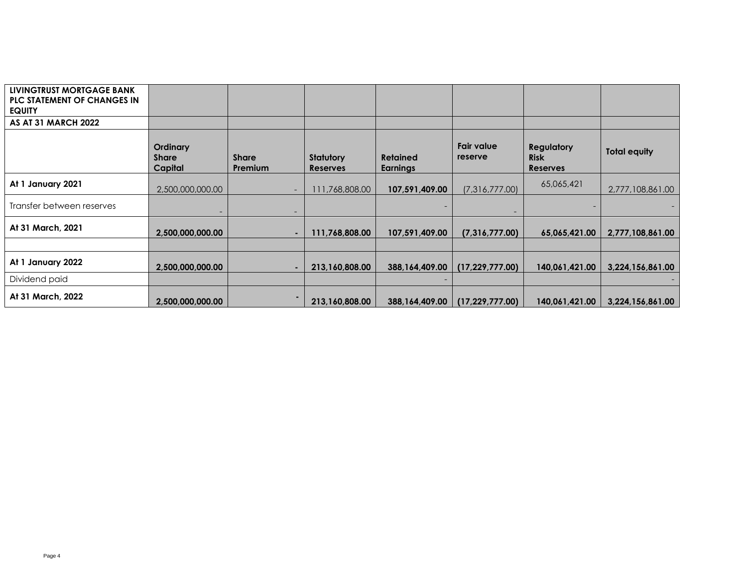| LIVINGTRUST MORTGAGE BANK PLC STATEMENT OF CHANGES IN EQUITY | | | | | | | |
|---|---|---|---|---|---|---|---|
| **AS AT 31 MARCH 2022** | | | | | | | |
| | **Ordinary Share Capital** | **Share Premium** | **Statutory Reserves** | **Retained Earnings** | **Fair value reserve** | **Regulatory Risk Reserves** | **Total equity** |
| **At 1 January 2021** | 2,500,000,000.00 | - | 111,768,808.00 | **107,591,409.00** | (7,316,777.00) | 65,065,421 | 2,777,108,861.00 |
| Transfer between reserves | - | - | | - | - | - | - |
| **At 31 March, 2021** | **2,500,000,000.00** | **-** | **111,768,808.00** | **107,591,409.00** | **(7,316,777.00)** | **65,065,421.00** | **2,777,108,861.00** |
| | | | | | | | |
| **At 1 January 2022** | **2,500,000,000.00** | **-** | **213,160,808.00** | **388,164,409.00** | **(17,229,777.00)** | **140,061,421.00** | **3,224,156,861.00** |
| Dividend paid | | | | - | | | - |
| **At 31 March, 2022** | **2,500,000,000.00** | **-** | **213,160,808.00** | **388,164,409.00** | **(17,229,777.00)** | **140,061,421.00** | **3,224,156,861.00** |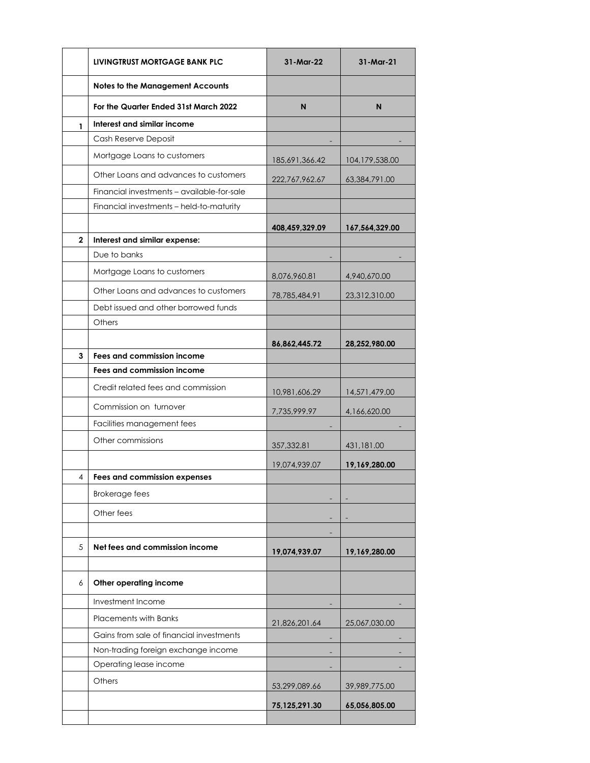| | LIVINGTRUST MORTGAGE BANK PLC | 31-Mar-22 | 31-Mar-21 |
|---|---|---|---|
| | **Notes to the Management Accounts** | | |
| | **For the Quarter Ended 31st March 2022** | **N** | **N** |
| **1** | **Interest and similar income** | | |
| | Cash Reserve Deposit | - | - |
| | Mortgage Loans to customers | 185,691,366.42 | 104,179,538.00 |
| | Other Loans and advances to customers | 222,767,962.67 | 63,384,791.00 |
| | Financial investments – available-for-sale | | |
| | Financial investments – held-to-maturity | | |
| | | **408,459,329.09** | **167,564,329.00** |
| **2** | **Interest and similar expense:** | | |
| | Due to banks | - | - |
| | Mortgage Loans to customers | 8,076,960.81 | 4,940,670.00 |
| | Other Loans and advances to customers | 78,785,484.91 | 23,312,310.00 |
| | Debt issued and other borrowed funds | | |
| | Others | | |
| | | **86,862,445.72** | **28,252,980.00** |
| **3** | **Fees and commission income** | | |
| | **Fees and commission income** | | |
| | Credit related fees and commission | 10,981,606.29 | 14,571,479.00 |
| | Commission on turnover | 7,735,999.97 | 4,166,620.00 |
| | Facilities management fees | - | - |
| | Other commissions | 357,332.81 | 431,181.00 |
| | | 19,074,939.07 | **19,169,280.00** |
| 4 | **Fees and commission expenses** | | |
| | Brokerage fees | - | - |
| | Other fees | - | - |
| | | - | |
| 5 | **Net fees and commission income** | **19,074,939.07** | **19,169,280.00** |
| | | | |
| 6 | **Other operating income** | | |
| | Investment Income | - | - |
| | Placements with Banks | 21,826,201.64 | 25,067,030.00 |
| | Gains from sale of financial investments | - | - |
| | Non-trading foreign exchange income | - | - |
| | Operating lease income | - | - |
| | Others | 53,299,089.66 | 39,989,775.00 |
| | | **75,125,291.30** | **65,056,805.00** |
| | | | |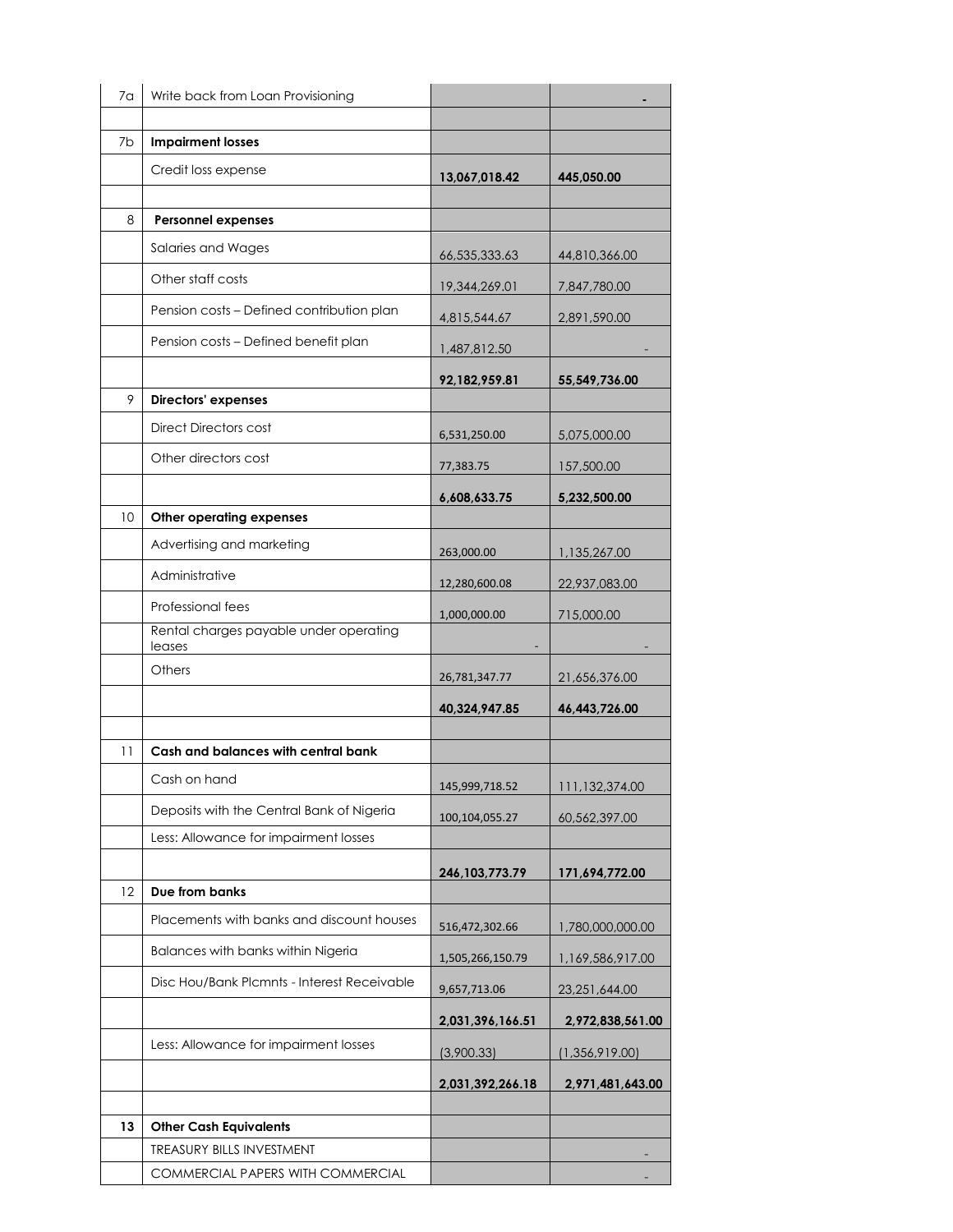| | | | |
|---|---|---|---|
| 7a | Write back from Loan Provisioning | | - |
| | | | |
| 7b | **Impairment losses** | | |
| | Credit loss expense | **13,067,018.42** | **445,050.00** |
| | | | |
| 8 | **Personnel expenses** | | |
| | Salaries and Wages | 66,535,333.63 | 44,810,366.00 |
| | Other staff costs | 19,344,269.01 | 7,847,780.00 |
| | Pension costs – Defined contribution plan | 4,815,544.67 | 2,891,590.00 |
| | Pension costs – Defined benefit plan | 1,487,812.50 | - |
| | | **92,182,959.81** | **55,549,736.00** |
| 9 | **Directors' expenses** | | |
| | Direct Directors cost | 6,531,250.00 | 5,075,000.00 |
| | Other directors cost | 77,383.75 | 157,500.00 |
| | | **6,608,633.75** | **5,232,500.00** |
| 10 | **Other operating expenses** | | |
| | Advertising and marketing | 263,000.00 | 1,135,267.00 |
| | Administrative | 12,280,600.08 | 22,937,083.00 |
| | Professional fees | 1,000,000.00 | 715,000.00 |
| | Rental charges payable under operating leases | - | - |
| | Others | 26,781,347.77 | 21,656,376.00 |
| | | **40,324,947.85** | **46,443,726.00** |
| | | | |
| 11 | **Cash and balances with central bank** | | |
| | Cash on hand | 145,999,718.52 | 111,132,374.00 |
| | Deposits with the Central Bank of Nigeria | 100,104,055.27 | 60,562,397.00 |
| | Less: Allowance for impairment losses | | |
| | | **246,103,773.79** | **171,694,772.00** |
| 12 | **Due from banks** | | |
| | Placements with banks and discount houses | 516,472,302.66 | 1,780,000,000.00 |
| | Balances with banks within Nigeria | 1,505,266,150.79 | 1,169,586,917.00 |
| | Disc Hou/Bank Plcmnts - Interest Receivable | 9,657,713.06 | 23,251,644.00 |
| | | **2,031,396,166.51** | **2,972,838,561.00** |
| | Less: Allowance for impairment losses | (3,900.33) | (1,356,919.00) |
| | | **2,031,392,266.18** | **2,971,481,643.00** |
| | | | |
| **13** | **Other Cash Equivalents** | | |
| | TREASURY BILLS INVESTMENT | | - |
| | COMMERCIAL PAPERS WITH COMMERCIAL | | - |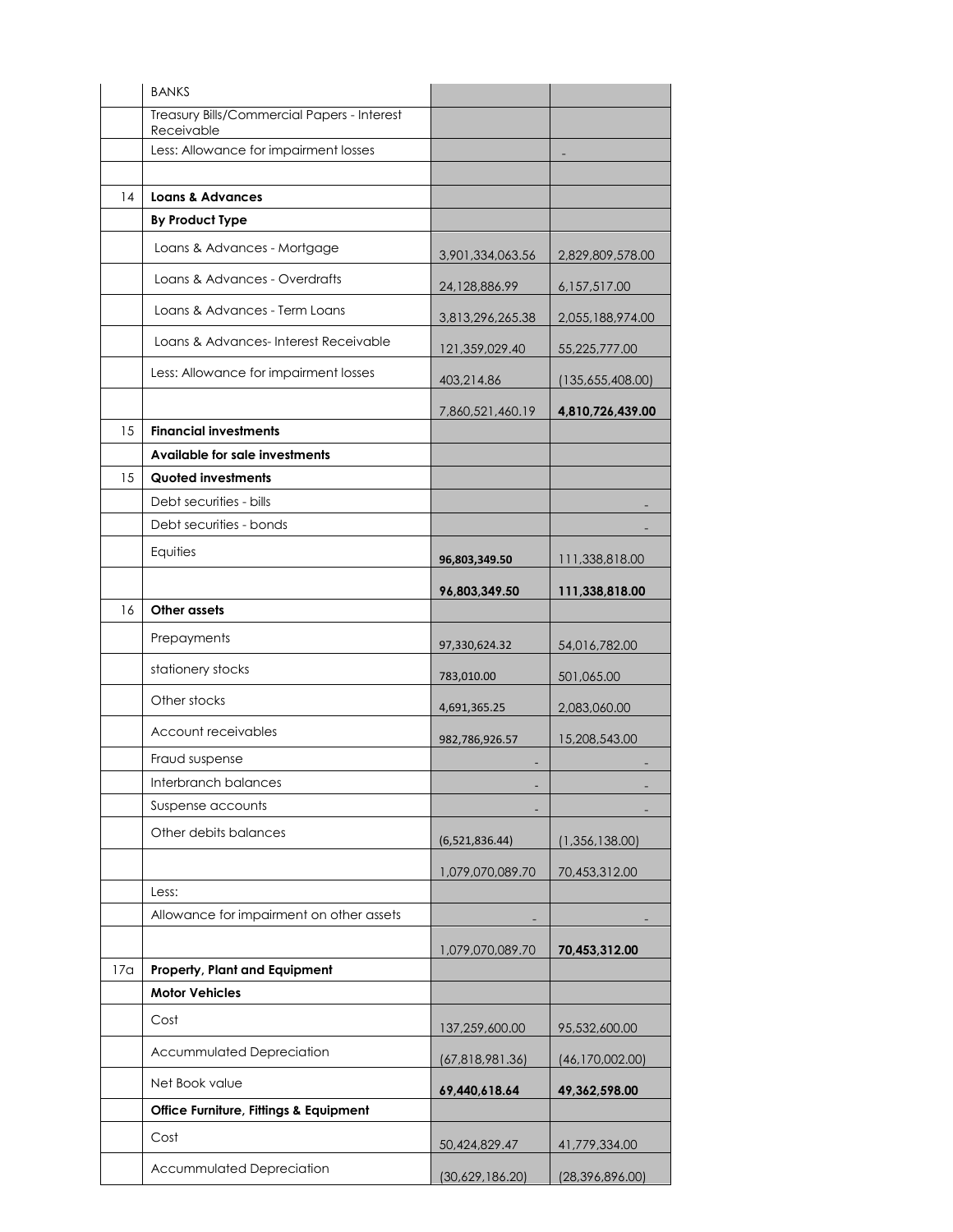| | | | |
|---|---|---|---|
| | BANKS | | |
| | Treasury Bills/Commercial Papers - Interest Receivable | | |
| | Less: Allowance for impairment losses | | - |
| | | | |
| 14 | **Loans & Advances** | | |
| | **By Product Type** | | |
| | Loans & Advances - Mortgage | 3,901,334,063.56 | 2,829,809,578.00 |
| | Loans & Advances - Overdrafts | 24,128,886.99 | 6,157,517.00 |
| | Loans & Advances - Term Loans | 3,813,296,265.38 | 2,055,188,974.00 |
| | Loans & Advances- Interest Receivable | 121,359,029.40 | 55,225,777.00 |
| | Less: Allowance for impairment losses | 403,214.86 | (135,655,408.00) |
| | | 7,860,521,460.19 | **4,810,726,439.00** |
| 15 | **Financial investments** | | |
| | **Available for sale investments** | | |
| 15 | **Quoted investments** | | |
| | Debt securities - bills | | - |
| | Debt securities - bonds | | - |
| | Equities | **96,803,349.50** | 111,338,818.00 |
| | | **96,803,349.50** | **111,338,818.00** |
| 16 | **Other assets** | | |
| | Prepayments | 97,330,624.32 | 54,016,782.00 |
| | stationery stocks | 783,010.00 | 501,065.00 |
| | Other stocks | 4,691,365.25 | 2,083,060.00 |
| | Account receivables | 982,786,926.57 | 15,208,543.00 |
| | Fraud suspense | - | - |
| | Interbranch balances | - | - |
| | Suspense accounts | - | - |
| | Other debits balances | (6,521,836.44) | (1,356,138.00) |
| | | 1,079,070,089.70 | 70,453,312.00 |
| | Less: | | |
| | Allowance for impairment on other assets | - | - |
| | | 1,079,070,089.70 | **70,453,312.00** |
| 17a | **Property, Plant and Equipment** | | |
| | **Motor Vehicles** | | |
| | Cost | 137,259,600.00 | 95,532,600.00 |
| | Accummulated Depreciation | (67,818,981.36) | (46,170,002.00) |
| | Net Book value | **69,440,618.64** | **49,362,598.00** |
| | **Office Furniture, Fittings & Equipment** | | |
| | Cost | 50,424,829.47 | 41,779,334.00 |
| | Accummulated Depreciation | (30,629,186.20) | (28,396,896.00) |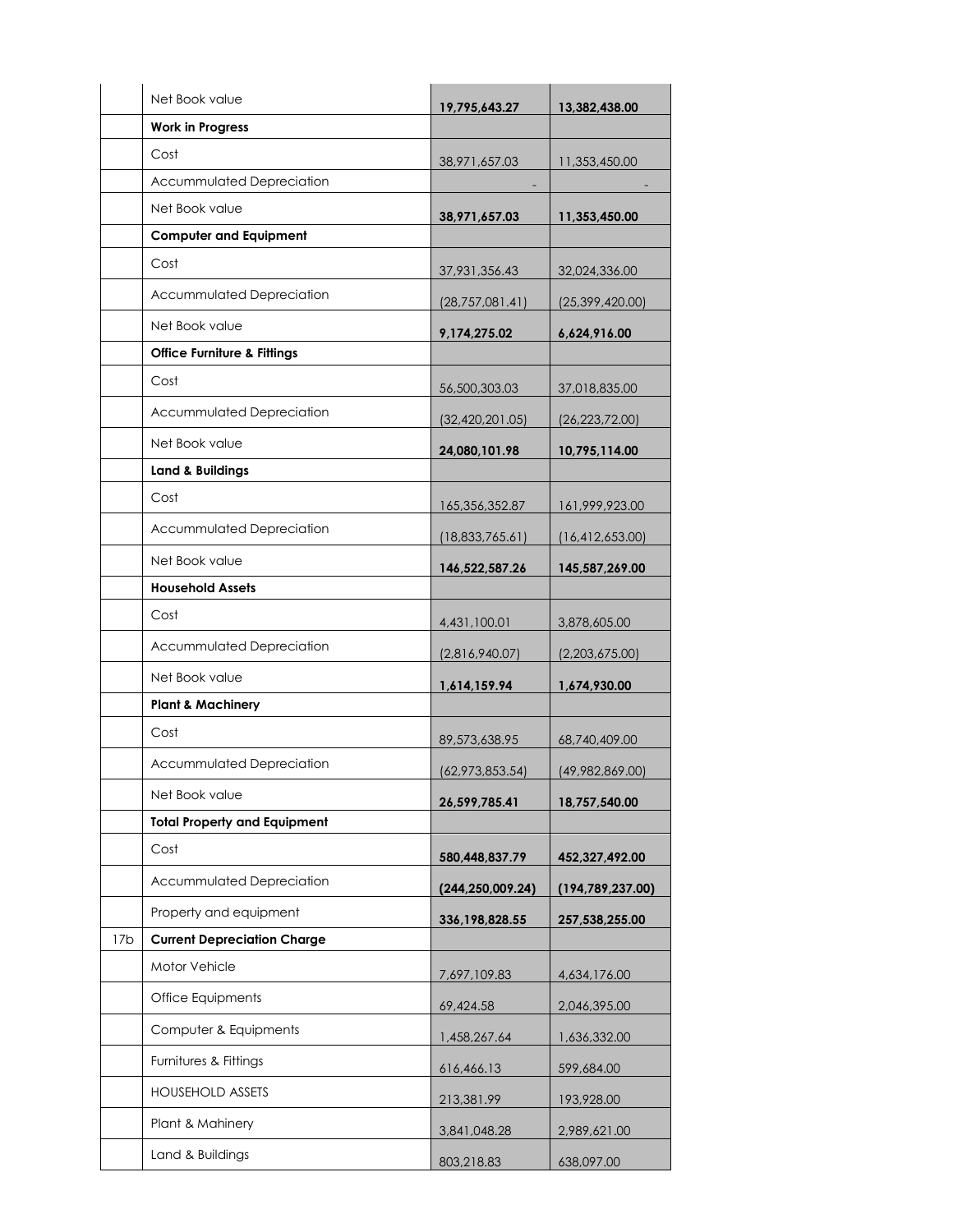| | | | |
|---|---|---|---|
| | Net Book value | **19,795,643.27** | **13,382,438.00** |
| | **Work in Progress** | | |
| | Cost | 38,971,657.03 | 11,353,450.00 |
| | Accummulated Depreciation | - | - |
| | Net Book value | **38,971,657.03** | **11,353,450.00** |
| | **Computer and Equipment** | | |
| | Cost | 37,931,356.43 | 32,024,336.00 |
| | Accummulated Depreciation | (28,757,081.41) | (25,399,420.00) |
| | Net Book value | **9,174,275.02** | **6,624,916.00** |
| | **Office Furniture & Fittings** | | |
| | Cost | 56,500,303.03 | 37,018,835.00 |
| | Accummulated Depreciation | (32,420,201.05) | (26,223,72.00) |
| | Net Book value | **24,080,101.98** | **10,795,114.00** |
| | **Land & Buildings** | | |
| | Cost | 165,356,352.87 | 161,999,923.00 |
| | Accummulated Depreciation | (18,833,765.61) | (16,412,653.00) |
| | Net Book value | **146,522,587.26** | **145,587,269.00** |
| | **Household Assets** | | |
| | Cost | 4,431,100.01 | 3,878,605.00 |
| | Accummulated Depreciation | (2,816,940.07) | (2,203,675.00) |
| | Net Book value | **1,614,159.94** | **1,674,930.00** |
| | **Plant & Machinery** | | |
| | Cost | 89,573,638.95 | 68,740,409.00 |
| | Accummulated Depreciation | (62,973,853.54) | (49,982,869.00) |
| | Net Book value | **26,599,785.41** | **18,757,540.00** |
| | **Total Property and Equipment** | | |
| | Cost | **580,448,837.79** | **452,327,492.00** |
| | Accummulated Depreciation | **(244,250,009.24)** | **(194,789,237.00)** |
| | Property and equipment | **336,198,828.55** | **257,538,255.00** |
| 17b | **Current Depreciation Charge** | | |
| | Motor Vehicle | 7,697,109.83 | 4,634,176.00 |
| | Office Equipments | 69,424.58 | 2,046,395.00 |
| | Computer & Equipments | 1,458,267.64 | 1,636,332.00 |
| | Furnitures & Fittings | 616,466.13 | 599,684.00 |
| | HOUSEHOLD ASSETS | 213,381.99 | 193,928.00 |
| | Plant & Mahinery | 3,841,048.28 | 2,989,621.00 |
| | Land & Buildings | 803,218.83 | 638,097.00 |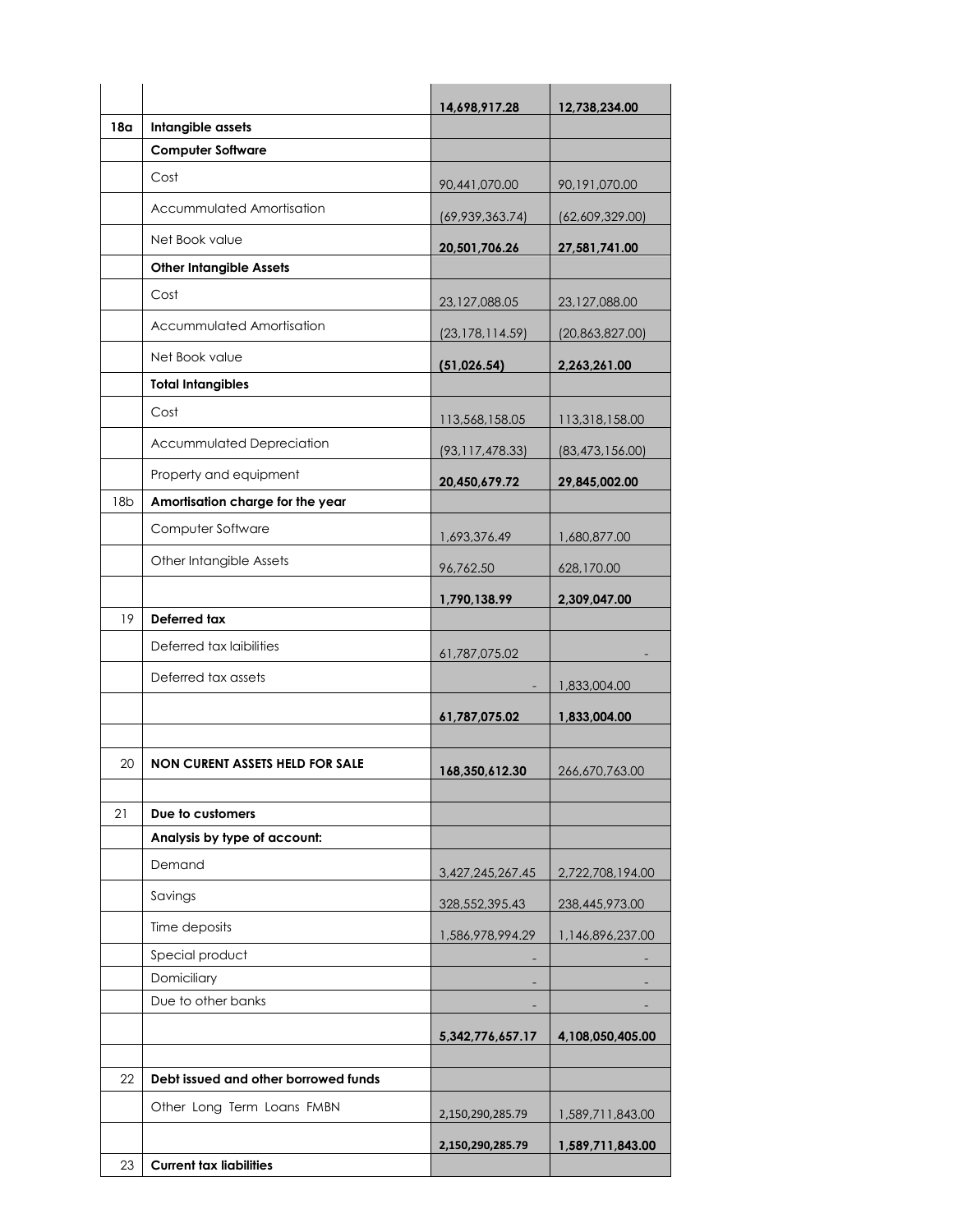| | | | |
|---|---|---|---|
| | | **14,698,917.28** | **12,738,234.00** |
| **18a** | **Intangible assets** | | |
| | **Computer Software** | | |
| | Cost | 90,441,070.00 | 90,191,070.00 |
| | Accummulated Amortisation | (69,939,363.74) | (62,609,329.00) |
| | Net Book value | **20,501,706.26** | **27,581,741.00** |
| | **Other Intangible Assets** | | |
| | Cost | 23,127,088.05 | 23,127,088.00 |
| | Accummulated Amortisation | (23,178,114.59) | (20,863,827.00) |
| | Net Book value | **(51,026.54)** | **2,263,261.00** |
| | **Total Intangibles** | | |
| | Cost | 113,568,158.05 | 113,318,158.00 |
| | Accummulated Depreciation | (93,117,478.33) | (83,473,156.00) |
| | Property and equipment | **20,450,679.72** | **29,845,002.00** |
| 18b | **Amortisation charge for the year** | | |
| | Computer Software | 1,693,376.49 | 1,680,877.00 |
| | Other Intangible Assets | 96,762.50 | 628,170.00 |
| | | **1,790,138.99** | **2,309,047.00** |
| 19 | **Deferred tax** | | |
| | Deferred tax laibilities | 61,787,075.02 | - |
| | Deferred tax assets | - | 1,833,004.00 |
| | | **61,787,075.02** | **1,833,004.00** |
| | | | |
| 20 | **NON CURENT ASSETS HELD FOR SALE** | **168,350,612.30** | 266,670,763.00 |
| | | | |
| 21 | **Due to customers** | | |
| | **Analysis by type of account:** | | |
| | Demand | 3,427,245,267.45 | 2,722,708,194.00 |
| | Savings | 328,552,395.43 | 238,445,973.00 |
| | Time deposits | 1,586,978,994.29 | 1,146,896,237.00 |
| | Special product | - | - |
| | Domiciliary | - | - |
| | Due to other banks | - | - |
| | | **5,342,776,657.17** | **4,108,050,405.00** |
| | | | |
| 22 | **Debt issued and other borrowed funds** | | |
| | Other Long Term Loans FMBN | 2,150,290,285.79 | 1,589,711,843.00 |
| | | **2,150,290,285.79** | **1,589,711,843.00** |
| 23 | **Current tax liabilities** | | |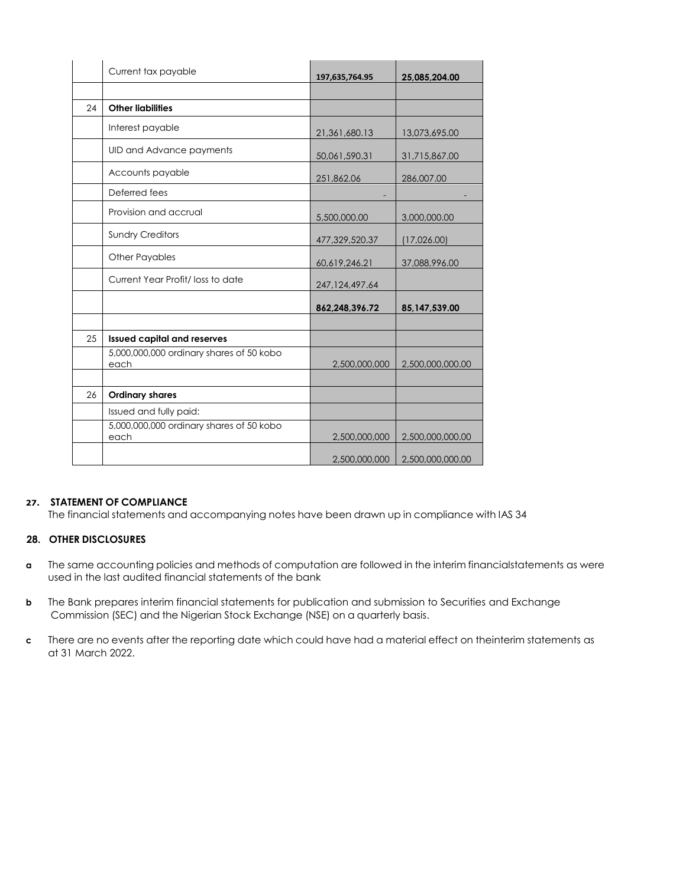| | | | |
|---|---|---|---|
| | Current tax payable | **197,635,764.95** | **25,085,204.00** |
| | | | |
| 24 | **Other liabilities** | | |
| | Interest payable | 21,361,680.13 | 13,073,695.00 |
| | UID and Advance payments | 50,061,590.31 | 31,715,867.00 |
| | Accounts payable | 251,862.06 | 286,007.00 |
| | Deferred fees | - | - |
| | Provision and accrual | 5,500,000.00 | 3,000,000.00 |
| | Sundry Creditors | 477,329,520.37 | (17,026.00) |
| | Other Payables | 60,619,246.21 | 37,088,996.00 |
| | Current Year Profit/ loss to date | 247,124,497.64 | |
| | | **862,248,396.72** | **85,147,539.00** |
| | | | |
| 25 | **Issued capital and reserves** | | |
| | 5,000,000,000 ordinary shares of 50 kobo each | 2,500,000,000 | 2,500,000,000.00 |
| | | | |
| 26 | **Ordinary shares** | | |
| | Issued and fully paid: | | |
| | 5,000,000,000 ordinary shares of 50 kobo each | 2,500,000,000 | 2,500,000,000.00 |
| | | 2,500,000,000 | 2,500,000,000.00 |

**27. STATEMENT OF COMPLIANCE**

The financial statements and accompanying notes have been drawn up in compliance with IAS 34

**28. OTHER DISCLOSURES**

**a** The same accounting policies and methods of computation are followed in the interim financialstatements as were used in the last audited financial statements of the bank

**b** The Bank prepares interim financial statements for publication and submission to Securities and Exchange Commission (SEC) and the Nigerian Stock Exchange (NSE) on a quarterly basis.

**c** There are no events after the reporting date which could have had a material effect on theinterim statements as at 31 March 2022.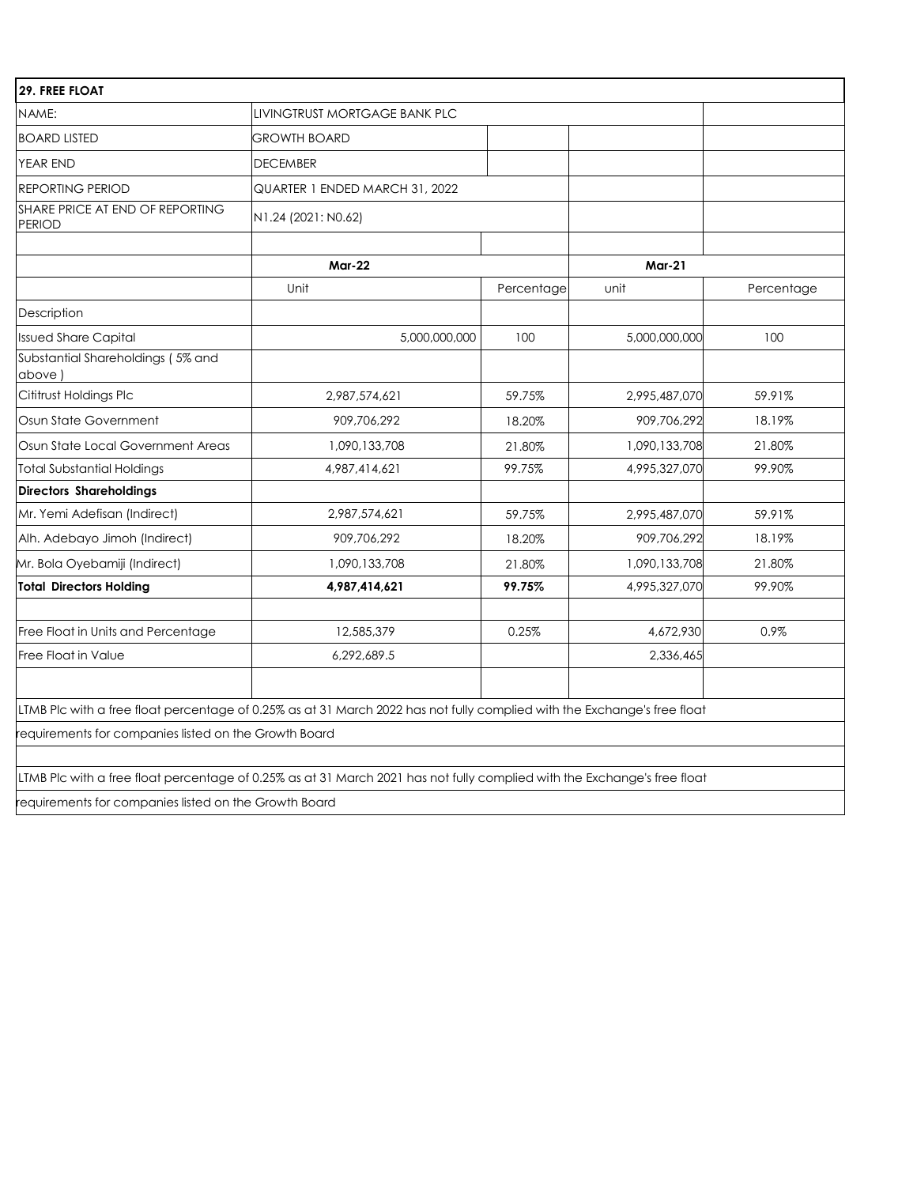| 29. FREE FLOAT | | | | |
|---|---|---|---|---|
| NAME: | LIVINGTRUST MORTGAGE BANK PLC | | | |
| BOARD LISTED | GROWTH BOARD | | | |
| YEAR END | DECEMBER | | | |
| REPORTING PERIOD | QUARTER 1 ENDED MARCH 31, 2022 | | | |
| SHARE PRICE AT END OF REPORTING PERIOD | N1.24 (2021: N0.62) | | | |
| | | | | |
| | **Mar-22** | | **Mar-21** | |
| | Unit | Percentage | unit | Percentage |
| Description | | | | |
| Issued Share Capital | 5,000,000,000 | 100 | 5,000,000,000 | 100 |
| Substantial Shareholdings ( 5% and above ) | | | | |
| Cititrust Holdings Plc | 2,987,574,621 | 59.75% | 2,995,487,070 | 59.91% |
| Osun State Government | 909,706,292 | 18.20% | 909,706,292 | 18.19% |
| Osun State Local Government Areas | 1,090,133,708 | 21.80% | 1,090,133,708 | 21.80% |
| Total Substantial Holdings | 4,987,414,621 | 99.75% | 4,995,327,070 | 99.90% |
| **Directors Shareholdings** | | | | |
| Mr. Yemi Adefisan (Indirect) | 2,987,574,621 | 59.75% | 2,995,487,070 | 59.91% |
| Alh. Adebayo Jimoh (Indirect) | 909,706,292 | 18.20% | 909,706,292 | 18.19% |
| Mr. Bola Oyebamiji (Indirect) | 1,090,133,708 | 21.80% | 1,090,133,708 | 21.80% |
| **Total Directors Holding** | **4,987,414,621** | **99.75%** | 4,995,327,070 | 99.90% |
| | | | | |
| Free Float in Units and Percentage | 12,585,379 | 0.25% | 4,672,930 | 0.9% |
| Free Float in Value | 6,292,689.5 | | 2,336,465 | |

LTMB Plc with a free float percentage of 0.25% as at 31 March 2022 has not fully complied with the Exchange's free float requirements for companies listed on the Growth Board

LTMB Plc with a free float percentage of 0.25% as at 31 March 2021 has not fully complied with the Exchange's free float requirements for companies listed on the Growth Board